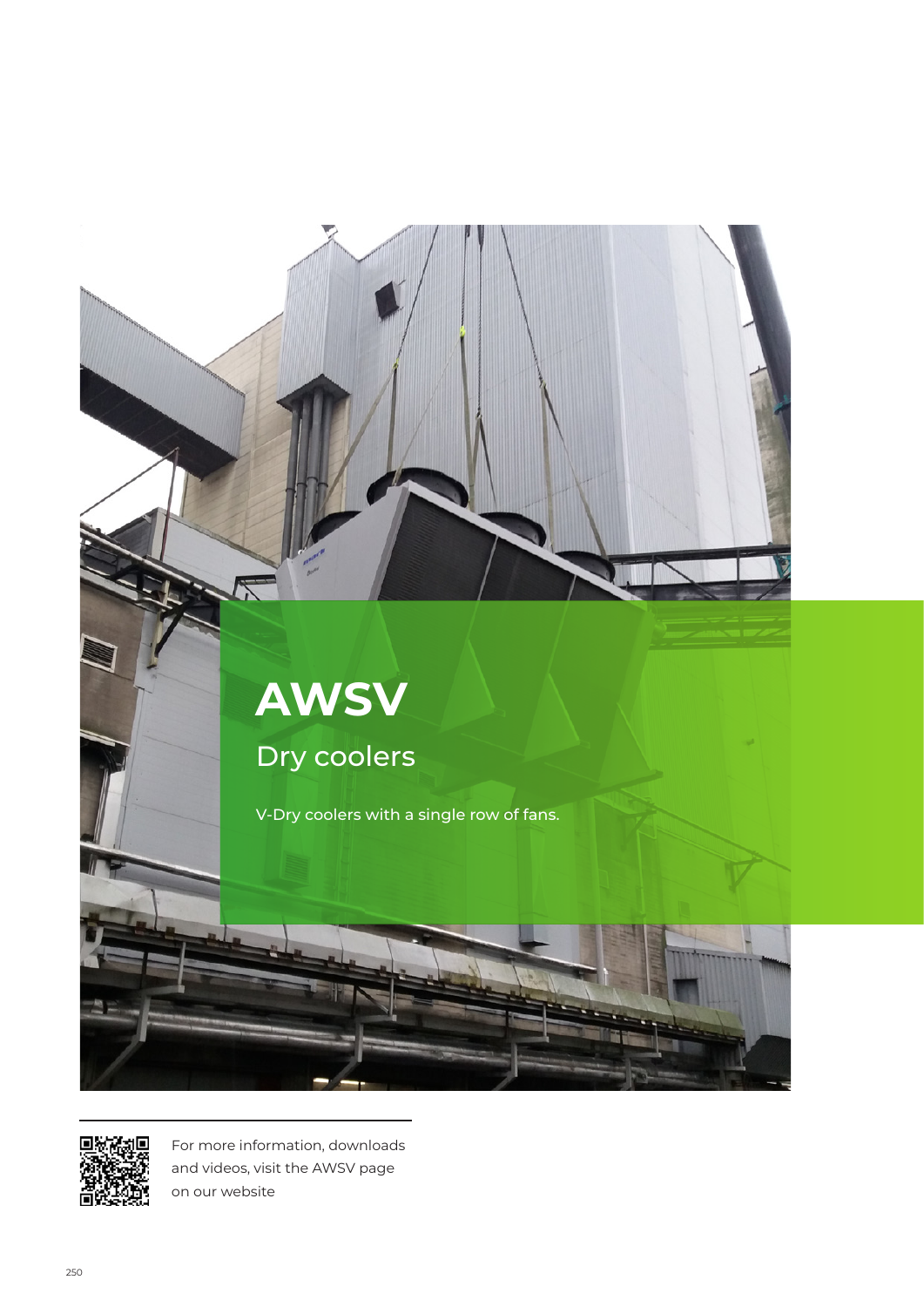# AWSV

## Dry coolers

V-Dry coolers with a single row of fans.

For more information, downloads and videos, visit the AWSV page on our website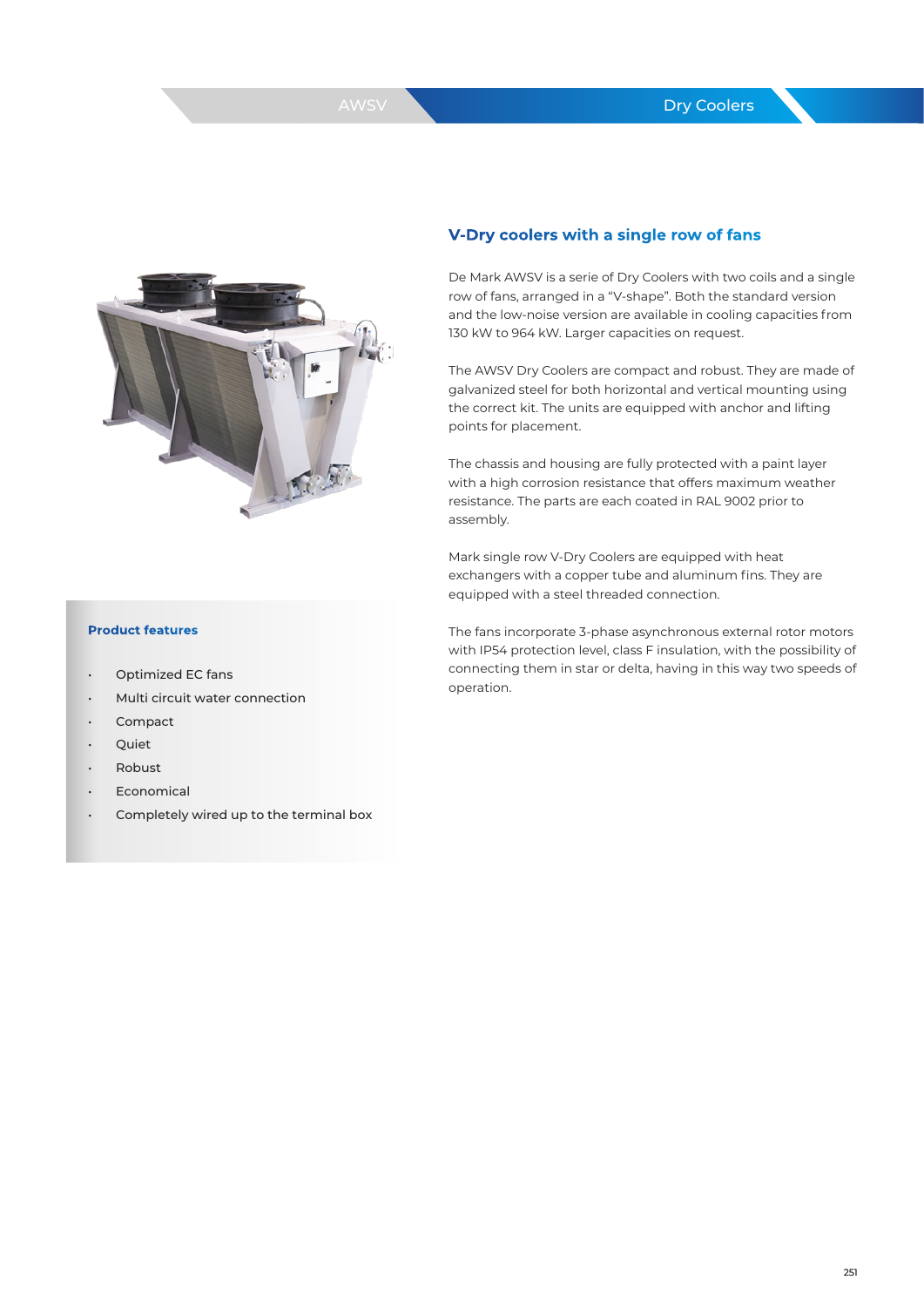## V-Dry coolers with a single row of fans

De Mark AWSV is a serie of Dry Coolers with two coils and a single row of fans, arranged in a “V-shape”. Both the standard version and the low-noise version are available in cooling capacities from 130 kW to 964 kW. Larger capacities on request.

The AWSV Dry Coolers are compact and robust. They are made of galvanized steel for both horizontal and vertical mounting using the correct kit. The units are equipped with anchor and lifting points for placement.

The chassis and housing are fully protected with a paint layer with a high corrosion resistance that offers maximum weather resistance. The parts are each coated in RAL 9002 prior to assembly.

Mark single row V-Dry Coolers are equipped with heat exchangers with a copper tube and aluminum fins. They are equipped with a steel threaded connection.

The fans incorporate 3-phase asynchronous external rotor motors with IP54 protection level, class F insulation, with the possibility of connecting them in star or delta, having in this way two speeds of operation.

### Product features

- Optimized EC fans
- Multi circuit water connection
- Compact
- Quiet
- Robust
- Economical
- Completely wired up to the terminal box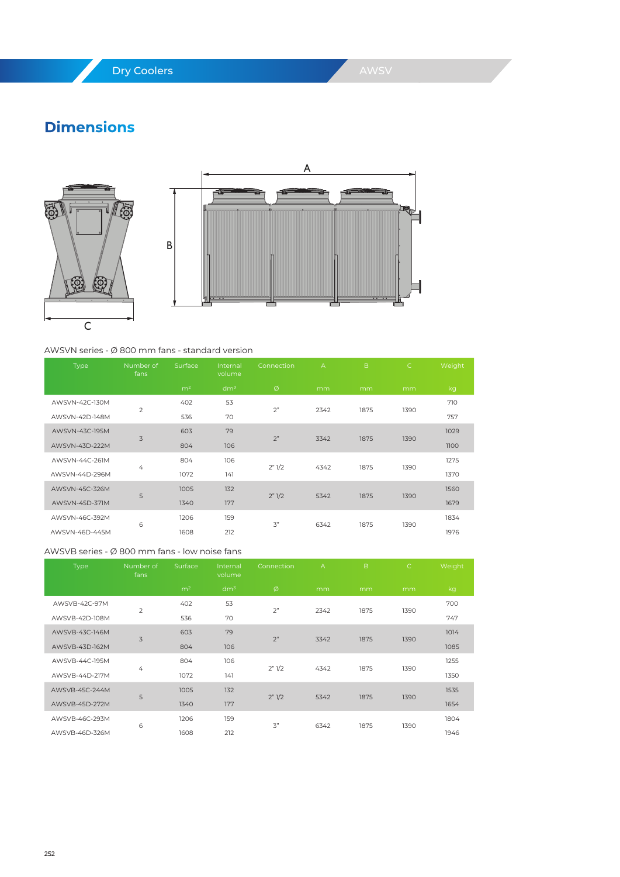Dry Coolers AWSV

# Dimensions

A

B

C

AWSVN series - Ø 800 mm fans - standard version

| Type | Number of fans | Surface | Internal volume | Connection | A | B | C | Weight |
|---|---|---|---|---|---|---|---|---|
| | | m² | dm³ | Ø | mm | mm | mm | kg |
| AWSVN-42C-130M | 2 | 402 | 53 | 2" | 2342 | 1875 | 1390 | 710 |
| AWSVN-42D-148M | | 536 | 70 | | | | | 757 |
| AWSVN-43C-195M | 3 | 603 | 79 | 2" | 3342 | 1875 | 1390 | 1029 |
| AWSVN-43D-222M | | 804 | 106 | | | | | 1100 |
| AWSVN-44C-261M | 4 | 804 | 106 | 2" 1/2 | 4342 | 1875 | 1390 | 1275 |
| AWSVN-44D-296M | | 1072 | 141 | | | | | 1370 |
| AWSVN-45C-326M | 5 | 1005 | 132 | 2" 1/2 | 5342 | 1875 | 1390 | 1560 |
| AWSVN-45D-371M | | 1340 | 177 | | | | | 1679 |
| AWSVN-46C-392M | 6 | 1206 | 159 | 3" | 6342 | 1875 | 1390 | 1834 |
| AWSVN-46D-445M | | 1608 | 212 | | | | | 1976 |

AWSVB series - Ø 800 mm fans - low noise fans

| Type | Number of fans | Surface | Internal volume | Connection | A | B | C | Weight |
|---|---|---|---|---|---|---|---|---|
| | | m² | dm³ | Ø | mm | mm | mm | kg |
| AWSVB-42C-97M | 2 | 402 | 53 | 2" | 2342 | 1875 | 1390 | 700 |
| AWSVB-42D-108M | | 536 | 70 | | | | | 747 |
| AWSVB-43C-146M | 3 | 603 | 79 | 2" | 3342 | 1875 | 1390 | 1014 |
| AWSVB-43D-162M | | 804 | 106 | | | | | 1085 |
| AWSVB-44C-195M | 4 | 804 | 106 | 2" 1/2 | 4342 | 1875 | 1390 | 1255 |
| AWSVB-44D-217M | | 1072 | 141 | | | | | 1350 |
| AWSVB-45C-244M | 5 | 1005 | 132 | 2" 1/2 | 5342 | 1875 | 1390 | 1535 |
| AWSVB-45D-272M | | 1340 | 177 | | | | | 1654 |
| AWSVB-46C-293M | 6 | 1206 | 159 | 3" | 6342 | 1875 | 1390 | 1804 |
| AWSVB-46D-326M | | 1608 | 212 | | | | | 1946 |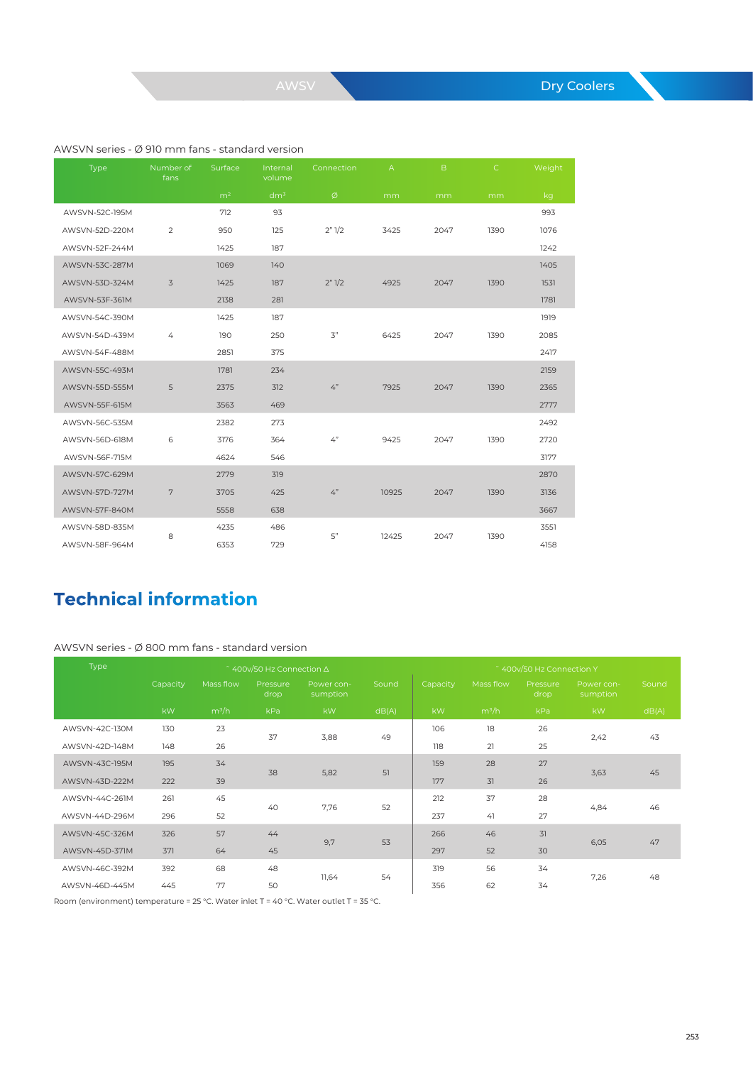AWSVN series - Ø 910 mm fans - standard version

| Type | Number of fans | Surface | Internal volume | Connection | A | B | C | Weight |
|---|---|---|---|---|---|---|---|---|
| | | m² | dm³ | Ø | mm | mm | mm | kg |
| AWSVN-52C-195M | 2 | 712 | 93 | 2" 1/2 | 3425 | 2047 | 1390 | 993 |
| AWSVN-52D-220M | | 950 | 125 | | | | | 1076 |
| AWSVN-52F-244M | | 1425 | 187 | | | | | 1242 |
| AWSVN-53C-287M | 3 | 1069 | 140 | 2" 1/2 | 4925 | 2047 | 1390 | 1405 |
| AWSVN-53D-324M | | 1425 | 187 | | | | | 1531 |
| AWSVN-53F-361M | | 2138 | 281 | | | | | 1781 |
| AWSVN-54C-390M | 4 | 1425 | 187 | 3" | 6425 | 2047 | 1390 | 1919 |
| AWSVN-54D-439M | | 190 | 250 | | | | | 2085 |
| AWSVN-54F-488M | | 2851 | 375 | | | | | 2417 |
| AWSVN-55C-493M | 5 | 1781 | 234 | 4" | 7925 | 2047 | 1390 | 2159 |
| AWSVN-55D-555M | | 2375 | 312 | | | | | 2365 |
| AWSVN-55F-615M | | 3563 | 469 | | | | | 2777 |
| AWSVN-56C-535M | 6 | 2382 | 273 | 4" | 9425 | 2047 | 1390 | 2492 |
| AWSVN-56D-618M | | 3176 | 364 | | | | | 2720 |
| AWSVN-56F-715M | | 4624 | 546 | | | | | 3177 |
| AWSVN-57C-629M | 7 | 2779 | 319 | 4" | 10925 | 2047 | 1390 | 2870 |
| AWSVN-57D-727M | | 3705 | 425 | | | | | 3136 |
| AWSVN-57F-840M | | 5558 | 638 | | | | | 3667 |
| AWSVN-58D-835M | 8 | 4235 | 486 | 5" | 12425 | 2047 | 1390 | 3551 |
| AWSVN-58F-964M | | 6353 | 729 | | | | | 4158 |

## Technical information

AWSVN series - Ø 800 mm fans - standard version

| Type | ˜ 400v/50 Hz Connection Δ | | | | | ˜ 400v/50 Hz Connection Y | | | | |
|---|---|---|---|---|---|---|---|---|---|---|
| | Capacity | Mass flow | Pressure drop | Power consumption | Sound | Capacity | Mass flow | Pressure drop | Power consumption | Sound |
| | kW | m³/h | kPa | kW | dB(A) | kW | m³/h | kPa | kW | dB(A) |
| AWSVN-42C-130M | 130 | 23 | 37 | 3,88 | 49 | 106 | 18 | 26 | 2,42 | 43 |
| AWSVN-42D-148M | 148 | 26 | | | | 118 | 21 | 25 | | |
| AWSVN-43C-195M | 195 | 34 | 38 | 5,82 | 51 | 159 | 28 | 27 | 3,63 | 45 |
| AWSVN-43D-222M | 222 | 39 | | | | 177 | 31 | 26 | | |
| AWSVN-44C-261M | 261 | 45 | 40 | 7,76 | 52 | 212 | 37 | 28 | 4,84 | 46 |
| AWSVN-44D-296M | 296 | 52 | | | | 237 | 41 | 27 | | |
| AWSVN-45C-326M | 326 | 57 | 44 | 9,7 | 53 | 266 | 46 | 31 | 6,05 | 47 |
| AWSVN-45D-371M | 371 | 64 | 45 | | | 297 | 52 | 30 | | |
| AWSVN-46C-392M | 392 | 68 | 48 | 11,64 | 54 | 319 | 56 | 34 | 7,26 | 48 |
| AWSVN-46D-445M | 445 | 77 | 50 | | | 356 | 62 | 34 | | |

Room (environment) temperature = 25 °C. Water inlet T = 40 °C. Water outlet T = 35 °C.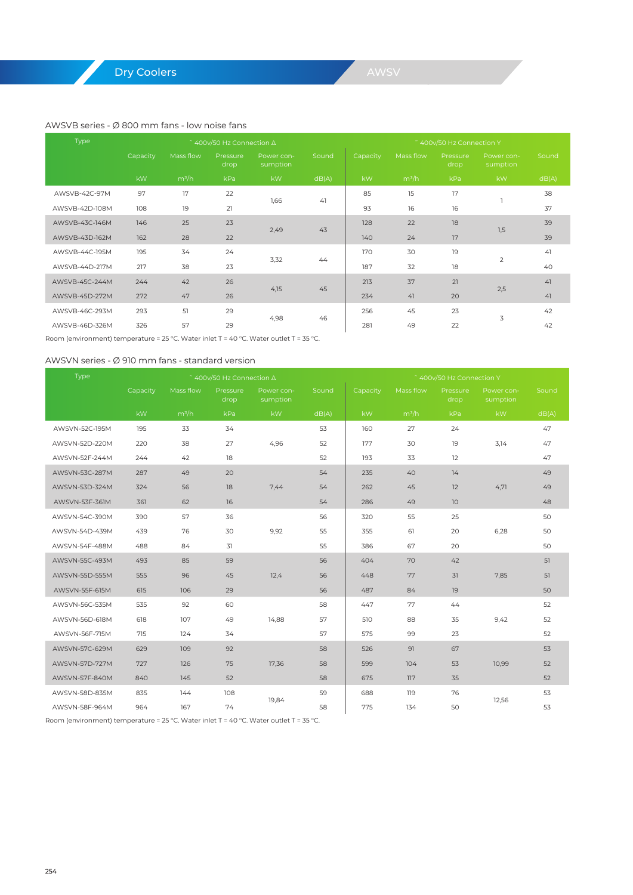Dry Coolers | AWSV

AWSVB series - Ø 800 mm fans - low noise fans

| Type | 400v/50 Hz Connection Δ | | | | | 400v/50 Hz Connection Y | | | | |
|---|---|---|---|---|---|---|---|---|---|---|
| | Capacity | Mass flow | Pressure drop | Power consumption | Sound | Capacity | Mass flow | Pressure drop | Power consumption | Sound |
| | kW | m³/h | kPa | kW | dB(A) | kW | m³/h | kPa | kW | dB(A) |
| AWSVB-42C-97M | 97 | 17 | 22 | 1,66 | 41 | 85 | 15 | 17 | 1 | 38 |
| AWSVB-42D-108M | 108 | 19 | 21 | | | 93 | 16 | 16 | | 37 |
| AWSVB-43C-146M | 146 | 25 | 23 | 2,49 | 43 | 128 | 22 | 18 | 1,5 | 39 |
| AWSVB-43D-162M | 162 | 28 | 22 | | | 140 | 24 | 17 | | 39 |
| AWSVB-44C-195M | 195 | 34 | 24 | 3,32 | 44 | 170 | 30 | 19 | 2 | 41 |
| AWSVB-44D-217M | 217 | 38 | 23 | | | 187 | 32 | 18 | | 40 |
| AWSVB-45C-244M | 244 | 42 | 26 | 4,15 | 45 | 213 | 37 | 21 | 2,5 | 41 |
| AWSVB-45D-272M | 272 | 47 | 26 | | | 234 | 41 | 20 | | 41 |
| AWSVB-46C-293M | 293 | 51 | 29 | 4,98 | 46 | 256 | 45 | 23 | 3 | 42 |
| AWSVB-46D-326M | 326 | 57 | 29 | | | 281 | 49 | 22 | | 42 |

Room (environment) temperature = 25 °C. Water inlet T = 40 °C. Water outlet T = 35 °C.

AWSVN series - Ø 910 mm fans - standard version

| Type | 400v/50 Hz Connection Δ | | | | | 400v/50 Hz Connection Y | | | | |
|---|---|---|---|---|---|---|---|---|---|---|
| | Capacity | Mass flow | Pressure drop | Power consumption | Sound | Capacity | Mass flow | Pressure drop | Power consumption | Sound |
| | kW | m³/h | kPa | kW | dB(A) | kW | m³/h | kPa | kW | dB(A) |
| AWSVN-52C-195M | 195 | 33 | 34 | | 53 | 160 | 27 | 24 | | 47 |
| AWSVN-52D-220M | 220 | 38 | 27 | 4,96 | 52 | 177 | 30 | 19 | 3,14 | 47 |
| AWSVN-52F-244M | 244 | 42 | 18 | | 52 | 193 | 33 | 12 | | 47 |
| AWSVN-53C-287M | 287 | 49 | 20 | | 54 | 235 | 40 | 14 | | 49 |
| AWSVN-53D-324M | 324 | 56 | 18 | 7,44 | 54 | 262 | 45 | 12 | 4,71 | 49 |
| AWSVN-53F-361M | 361 | 62 | 16 | | 54 | 286 | 49 | 10 | | 48 |
| AWSVN-54C-390M | 390 | 57 | 36 | | 56 | 320 | 55 | 25 | | 50 |
| AWSVN-54D-439M | 439 | 76 | 30 | 9,92 | 55 | 355 | 61 | 20 | 6,28 | 50 |
| AWSVN-54F-488M | 488 | 84 | 31 | | 55 | 386 | 67 | 20 | | 50 |
| AWSVN-55C-493M | 493 | 85 | 59 | | 56 | 404 | 70 | 42 | | 51 |
| AWSVN-55D-555M | 555 | 96 | 45 | 12,4 | 56 | 448 | 77 | 31 | 7,85 | 51 |
| AWSVN-55F-615M | 615 | 106 | 29 | | 56 | 487 | 84 | 19 | | 50 |
| AWSVN-56C-535M | 535 | 92 | 60 | | 58 | 447 | 77 | 44 | | 52 |
| AWSVN-56D-618M | 618 | 107 | 49 | 14,88 | 57 | 510 | 88 | 35 | 9,42 | 52 |
| AWSVN-56F-715M | 715 | 124 | 34 | | 57 | 575 | 99 | 23 | | 52 |
| AWSVN-57C-629M | 629 | 109 | 92 | | 58 | 526 | 91 | 67 | | 53 |
| AWSVN-57D-727M | 727 | 126 | 75 | 17,36 | 58 | 599 | 104 | 53 | 10,99 | 52 |
| AWSVN-57F-840M | 840 | 145 | 52 | | 58 | 675 | 117 | 35 | | 52 |
| AWSVN-58D-835M | 835 | 144 | 108 | 19,84 | 59 | 688 | 119 | 76 | 12,56 | 53 |
| AWSVN-58F-964M | 964 | 167 | 74 | | 58 | 775 | 134 | 50 | | 53 |

Room (environment) temperature = 25 °C. Water inlet T = 40 °C. Water outlet T = 35 °C.